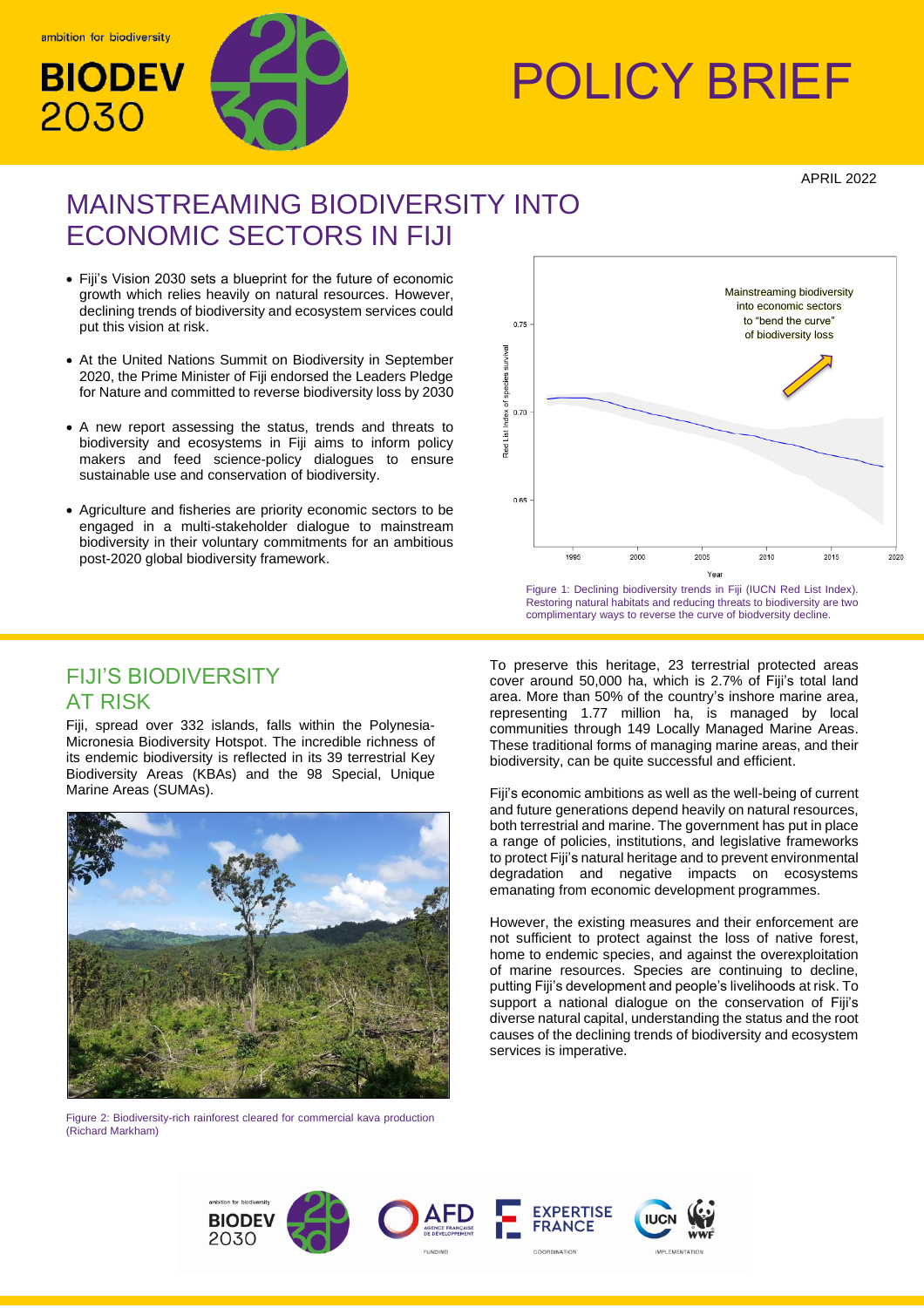ambition for biodiversity

BIODEV 2030

# POLICY BRIEF

APRIL 2022

# MAINSTREAMING BIODIVERSITY INTO ECONOMIC SECTORS IN FIJI

- Fiji's Vision 2030 sets a blueprint for the future of economic growth which relies heavily on natural resources. However, declining trends of biodiversity and ecosystem services could put this vision at risk.
- At the United Nations Summit on Biodiversity in September 2020, the Prime Minister of Fiji endorsed the Leaders Pledge for Nature and committed to reverse biodiversity loss by 2030
- A new report assessing the status, trends and threats to biodiversity and ecosystems in Fiji aims to inform policy makers and feed science-policy dialogues to ensure sustainable use and conservation of biodiversity.
- Agriculture and fisheries are priority economic sectors to be engaged in a multi-stakeholder dialogue to mainstream biodiversity in their voluntary commitments for an ambitious post-2020 global biodiversity framework.

Figure 1: Declining biodiversity trends in Fiji (IUCN Red List Index). Restoring natural habitats and reducing threats to biodiversity are two complimentary ways to reverse the curve of biodversity decline.

## FIJI'S BIODIVERSITY AT RISK

Fiji, spread over 332 islands, falls within the Polynesia-Micronesia Biodiversity Hotspot. The incredible richness of its endemic biodiversity is reflected in its 39 terrestrial Key Biodiversity Areas (KBAs) and the 98 Special, Unique Marine Areas (SUMAs).

Figure 2: Biodiversity-rich rainforest cleared for commercial kava production (Richard Markham)

To preserve this heritage, 23 terrestrial protected areas cover around 50,000 ha, which is 2.7% of Fiji's total land area. More than 50% of the country's inshore marine area, representing 1.77 million ha, is managed by local communities through 149 Locally Managed Marine Areas. These traditional forms of managing marine areas, and their biodiversity, can be quite successful and efficient.

Fiji's economic ambitions as well as the well-being of current and future generations depend heavily on natural resources, both terrestrial and marine. The government has put in place a range of policies, institutions, and legislative frameworks to protect Fiji's natural heritage and to prevent environmental degradation and negative impacts on ecosystems emanating from economic development programmes.

However, the existing measures and their enforcement are not sufficient to protect against the loss of native forest, home to endemic species, and against the overexploitation of marine resources. Species are continuing to decline, putting Fiji's development and people's livelihoods at risk. To support a national dialogue on the conservation of Fiji's diverse natural capital, understanding the status and the root causes of the declining trends of biodiversity and ecosystem services is imperative.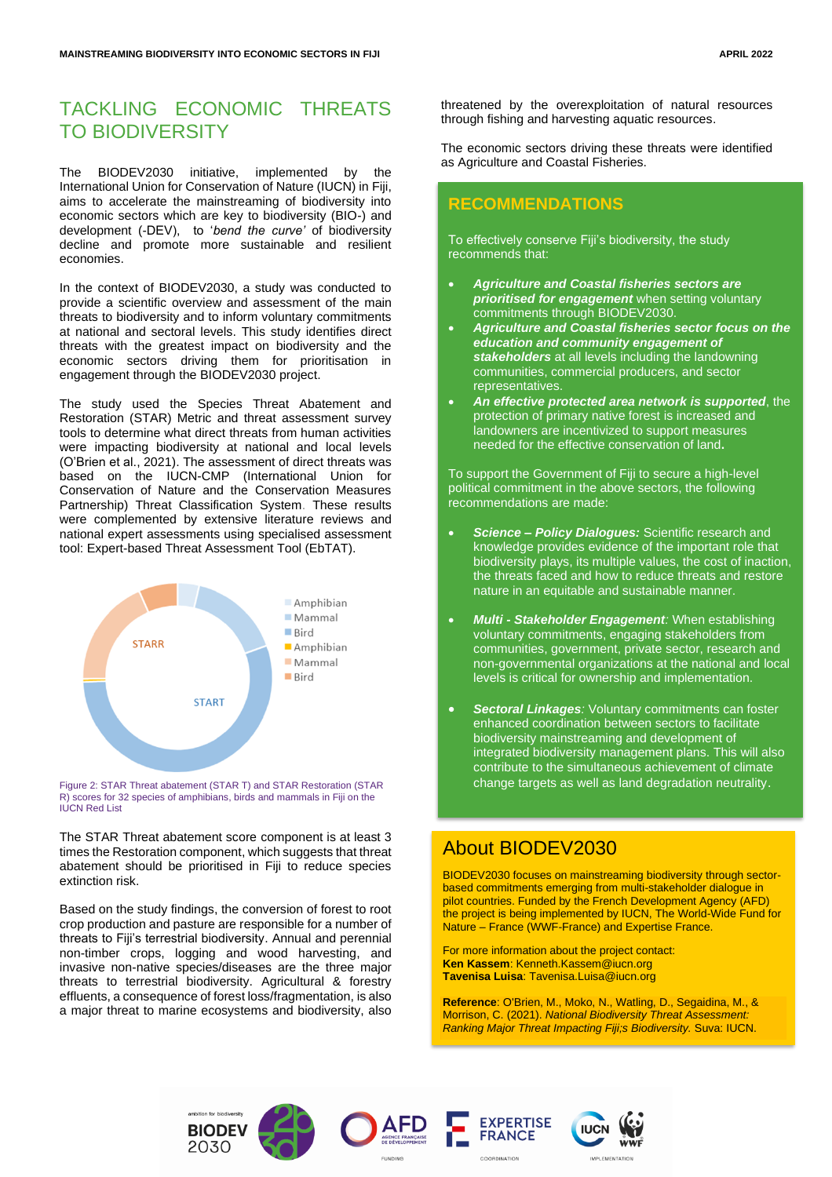# TACKLING ECONOMIC THREATS TO BIODIVERSITY

The BIODEV2030 initiative, implemented by the International Union for Conservation of Nature (IUCN) in Fiji, aims to accelerate the mainstreaming of biodiversity into economic sectors which are key to biodiversity (BIO-) and development (-DEV), to '*bend the curve'* of biodiversity decline and promote more sustainable and resilient economies.

In the context of BIODEV2030, a study was conducted to provide a scientific overview and assessment of the main threats to biodiversity and to inform voluntary commitments at national and sectoral levels. This study identifies direct threats with the greatest impact on biodiversity and the economic sectors driving them for prioritisation in engagement through the BIODEV2030 project.

The study used the Species Threat Abatement and Restoration (STAR) Metric and threat assessment survey tools to determine what direct threats from human activities were impacting biodiversity at national and local levels (O'Brien et al., 2021). The assessment of direct threats was based on the IUCN-CMP (International Union for Conservation of Nature and the Conservation Measures Partnership) Threat Classification System. These results were complemented by extensive literature reviews and national expert assessments using specialised assessment tool: Expert-based Threat Assessment Tool (EbTAT).

STARR

START

Amphibian
Mammal
Bird
Amphibian
Mammal
Bird

Figure 2: STAR Threat abatement (STAR T) and STAR Restoration (STAR R) scores for 32 species of amphibians, birds and mammals in Fiji on the IUCN Red List

The STAR Threat abatement score component is at least 3 times the Restoration component, which suggests that threat abatement should be prioritised in Fiji to reduce species extinction risk.

Based on the study findings, the conversion of forest to root crop production and pasture are responsible for a number of threats to Fiji's terrestrial biodiversity. Annual and perennial non-timber crops, logging and wood harvesting, and invasive non-native species/diseases are the three major threats to terrestrial biodiversity. Agricultural & forestry effluents, a consequence of forest loss/fragmentation, is also a major threat to marine ecosystems and biodiversity, also threatened by the overexploitation of natural resources through fishing and harvesting aquatic resources.

The economic sectors driving these threats were identified as Agriculture and Coastal Fisheries.

## RECOMMENDATIONS

To effectively conserve Fiji's biodiversity, the study recommends that:

- ***Agriculture and Coastal fisheries sectors are prioritised for engagement*** when setting voluntary commitments through BIODEV2030.
- ***Agriculture and Coastal fisheries sector focus on the education and community engagement of stakeholders*** at all levels including the landowning communities, commercial producers, and sector representatives.
- ***An effective protected area network is supported***, the protection of primary native forest is increased and landowners are incentivized to support measures needed for the effective conservation of land.

To support the Government of Fiji to secure a high-level political commitment in the above sectors, the following recommendations are made:

- ***Science – Policy Dialogues:*** Scientific research and knowledge provides evidence of the important role that biodiversity plays, its multiple values, the cost of inaction, the threats faced and how to reduce threats and restore nature in an equitable and sustainable manner.
- ***Multi - Stakeholder Engagement****:* When establishing voluntary commitments, engaging stakeholders from communities, government, private sector, research and non-governmental organizations at the national and local levels is critical for ownership and implementation.
- ***Sectoral Linkages****:* Voluntary commitments can foster enhanced coordination between sectors to facilitate biodiversity mainstreaming and development of integrated biodiversity management plans. This will also contribute to the simultaneous achievement of climate change targets as well as land degradation neutrality.

## About BIODEV2030

BIODEV2030 focuses on mainstreaming biodiversity through sector-based commitments emerging from multi-stakeholder dialogue in pilot countries. Funded by the French Development Agency (AFD) the project is being implemented by IUCN, The World-Wide Fund for Nature – France (WWF-France) and Expertise France.

For more information about the project contact:
**Ken Kassem**: Kenneth.Kassem@iucn.org
**Tavenisa Luisa**: Tavenisa.Luisa@iucn.org

**Reference**: O'Brien, M., Moko, N., Watling, D., Segaidina, M., & Morrison, C. (2021). *National Biodiversity Threat Assessment: Ranking Major Threat Impacting Fiji;s Biodiversity.* Suva: IUCN.

ambition for biodiversity BIODEV 2030 | AFD Agence Française de Développement – FUNDING | EXPERTISE FRANCE – COORDINATION | IUCN WWF – IMPLEMENTATION